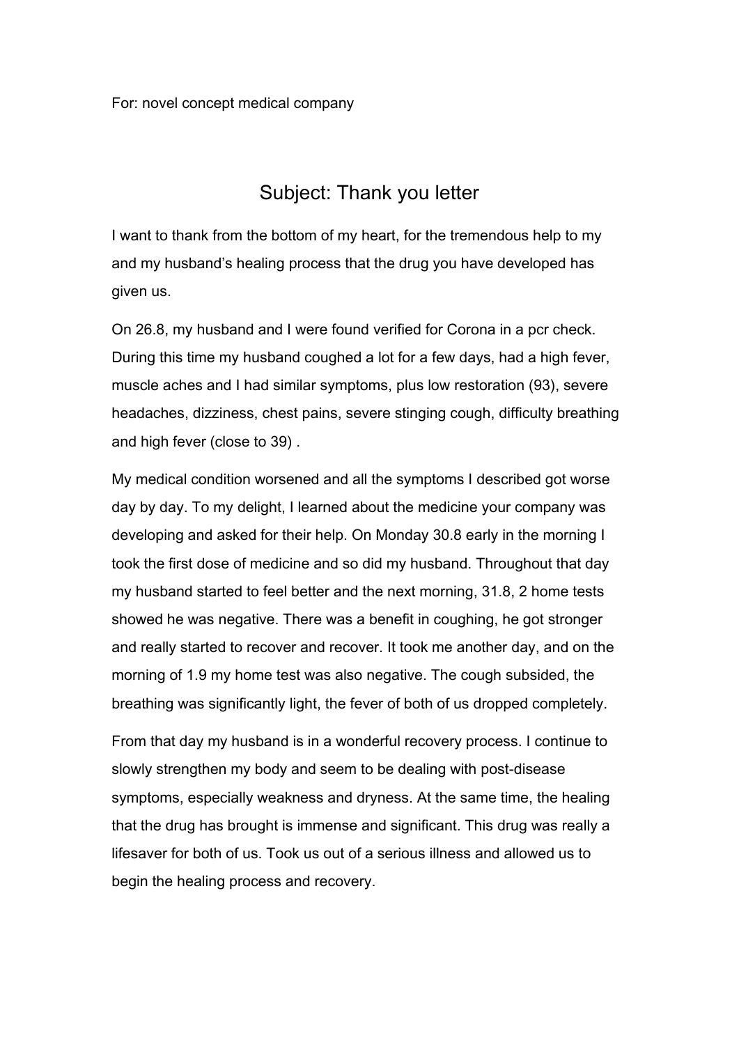For: novel concept medical company

## Subject: Thank you letter

I want to thank from the bottom of my heart, for the tremendous help to my and my husband's healing process that the drug you have developed has given us.

On 26.8, my husband and I were found verified for Corona in a pcr check. During this time my husband coughed a lot for a few days, had a high fever, muscle aches and I had similar symptoms, plus low restoration (93), severe headaches, dizziness, chest pains, severe stinging cough, difficulty breathing and high fever (close to 39) .

My medical condition worsened and all the symptoms I described got worse day by day. To my delight, I learned about the medicine your company was developing and asked for their help. On Monday 30.8 early in the morning I took the first dose of medicine and so did my husband. Throughout that day my husband started to feel better and the next morning, 31.8, 2 home tests showed he was negative. There was a benefit in coughing, he got stronger and really started to recover and recover. It took me another day, and on the morning of 1.9 my home test was also negative. The cough subsided, the breathing was significantly light, the fever of both of us dropped completely.

From that day my husband is in a wonderful recovery process. I continue to slowly strengthen my body and seem to be dealing with post-disease symptoms, especially weakness and dryness. At the same time, the healing that the drug has brought is immense and significant. This drug was really a lifesaver for both of us. Took us out of a serious illness and allowed us to begin the healing process and recovery.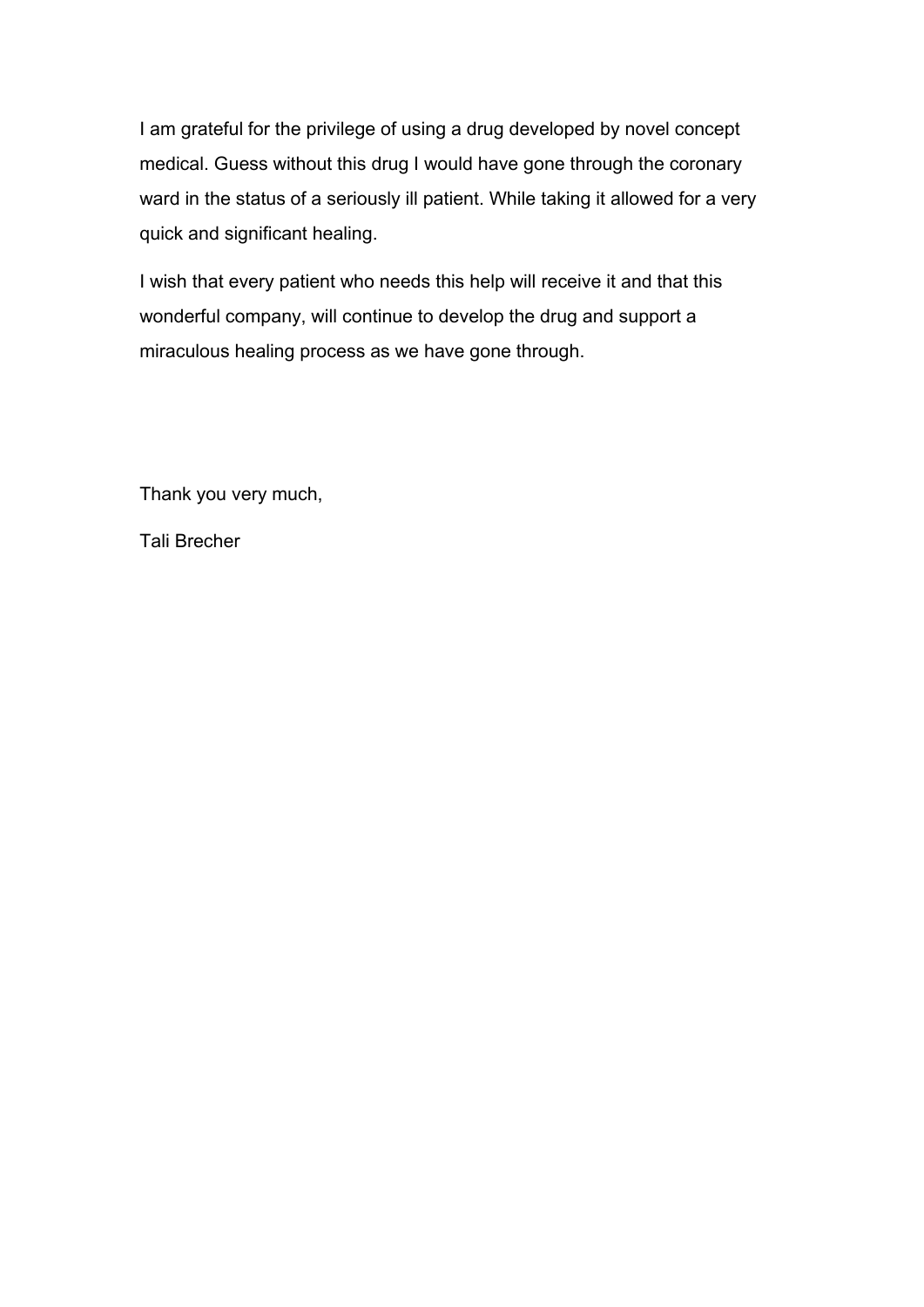I am grateful for the privilege of using a drug developed by novel concept medical. Guess without this drug I would have gone through the coronary ward in the status of a seriously ill patient. While taking it allowed for a very quick and significant healing.

I wish that every patient who needs this help will receive it and that this wonderful company, will continue to develop the drug and support a miraculous healing process as we have gone through.

Thank you very much,

Tali Brecher